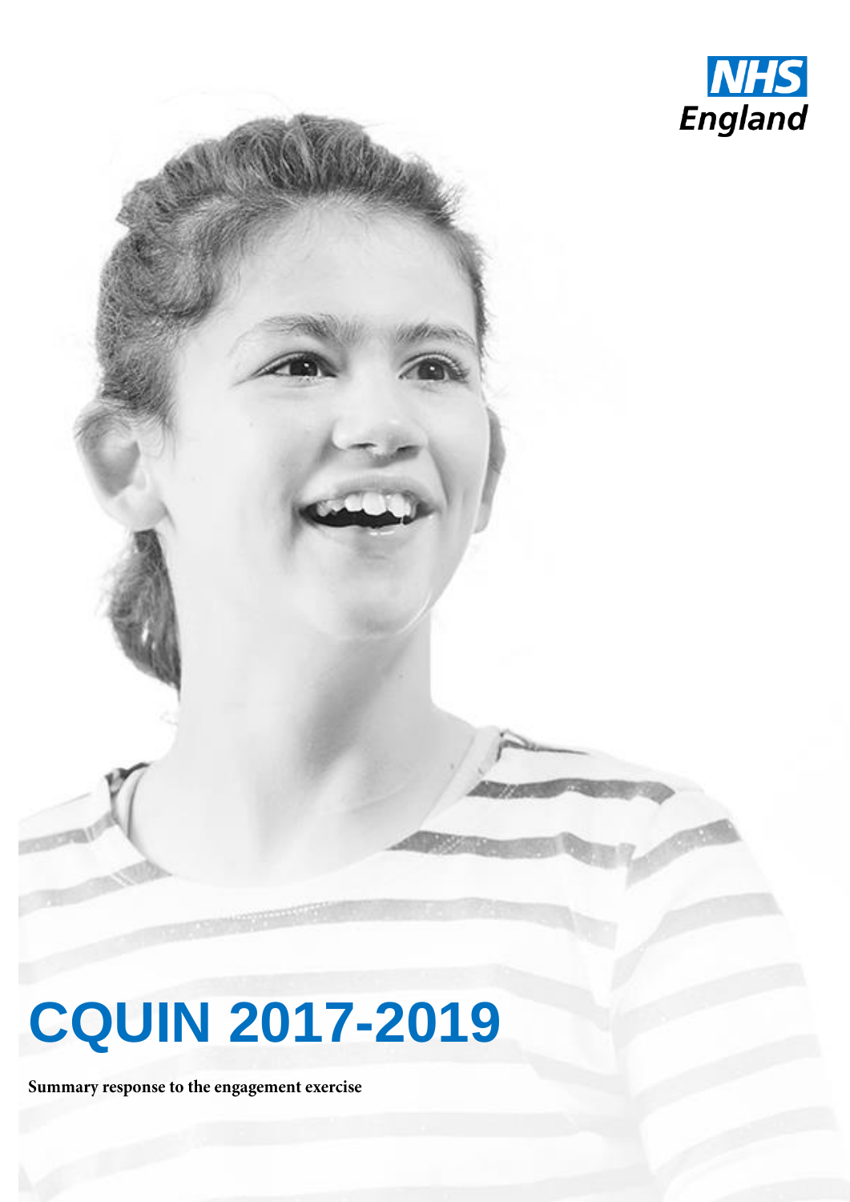NHS England

# CQUIN 2017-2019

**Summary response to the engagement exercise**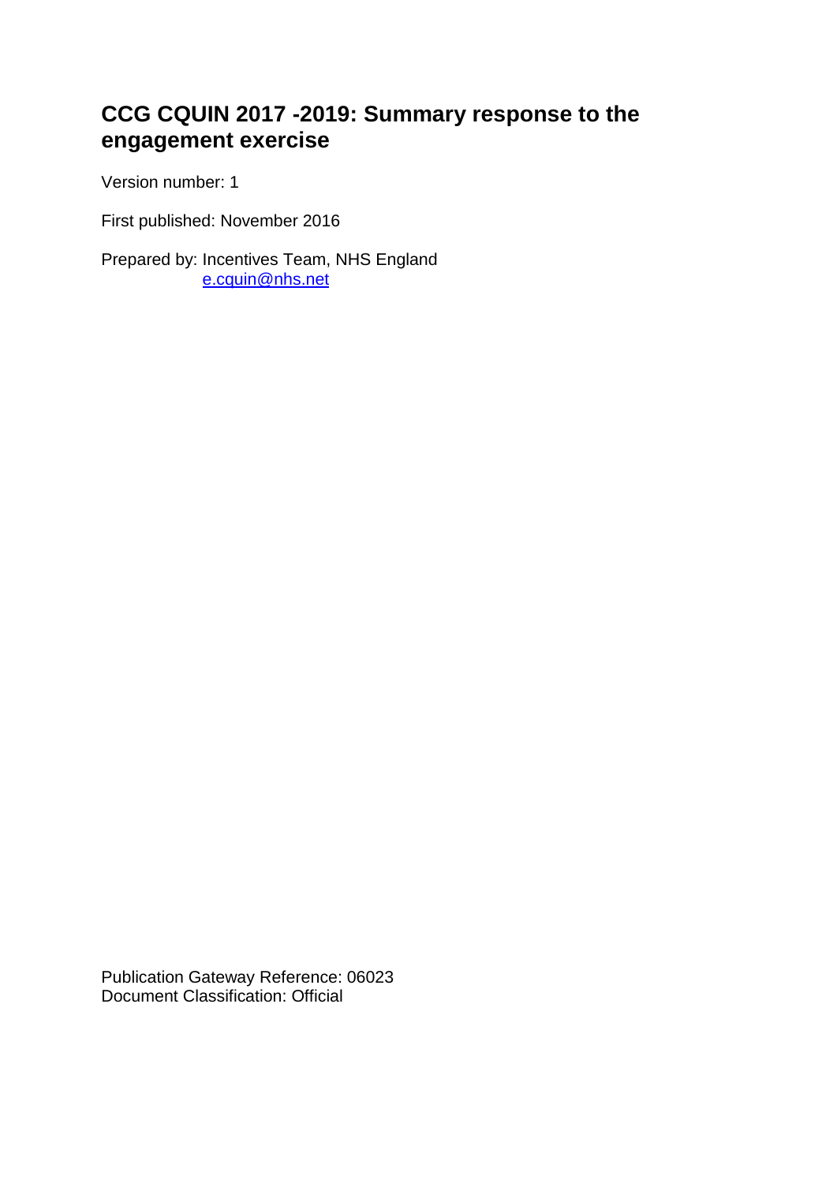# CCG CQUIN 2017 -2019: Summary response to the engagement exercise

Version number: 1

First published: November 2016

Prepared by: Incentives Team, NHS England
e.cquin@nhs.net

Publication Gateway Reference: 06023
Document Classification: Official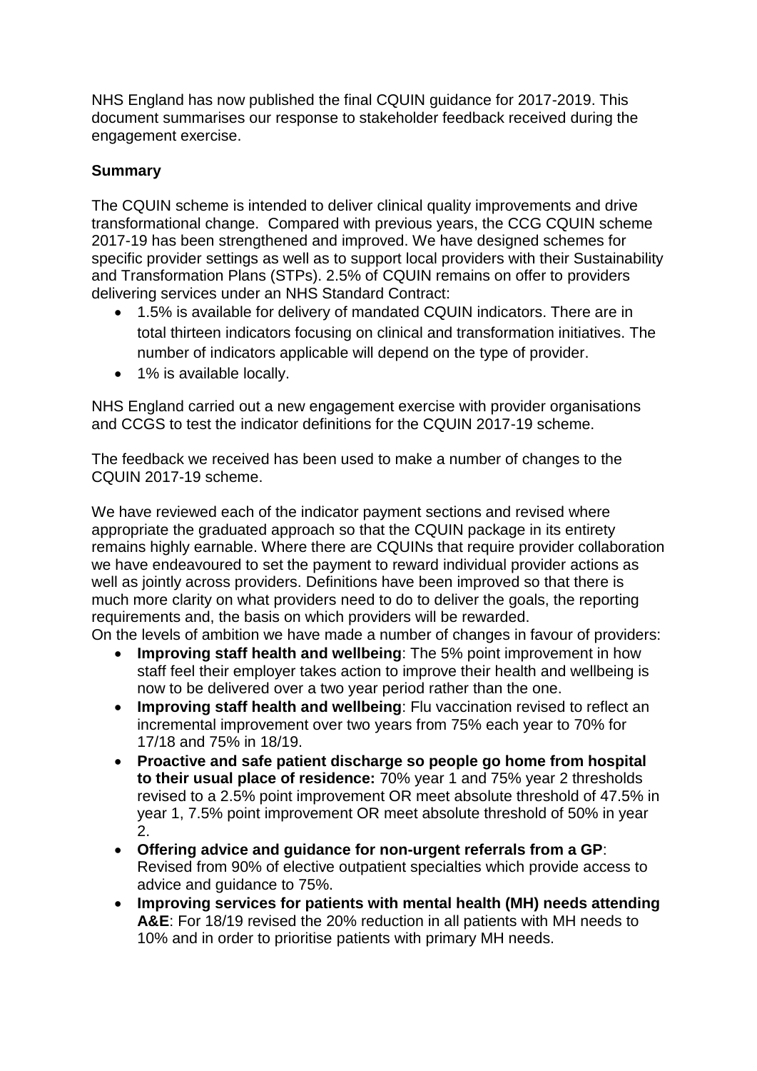NHS England has now published the final CQUIN guidance for 2017-2019. This document summarises our response to stakeholder feedback received during the engagement exercise.

**Summary**

The CQUIN scheme is intended to deliver clinical quality improvements and drive transformational change. Compared with previous years, the CCG CQUIN scheme 2017-19 has been strengthened and improved. We have designed schemes for specific provider settings as well as to support local providers with their Sustainability and Transformation Plans (STPs). 2.5% of CQUIN remains on offer to providers delivering services under an NHS Standard Contract:

- 1.5% is available for delivery of mandated CQUIN indicators. There are in total thirteen indicators focusing on clinical and transformation initiatives. The number of indicators applicable will depend on the type of provider.
- 1% is available locally.

NHS England carried out a new engagement exercise with provider organisations and CCGS to test the indicator definitions for the CQUIN 2017-19 scheme.

The feedback we received has been used to make a number of changes to the CQUIN 2017-19 scheme.

We have reviewed each of the indicator payment sections and revised where appropriate the graduated approach so that the CQUIN package in its entirety remains highly earnable. Where there are CQUINs that require provider collaboration we have endeavoured to set the payment to reward individual provider actions as well as jointly across providers. Definitions have been improved so that there is much more clarity on what providers need to do to deliver the goals, the reporting requirements and, the basis on which providers will be rewarded.

On the levels of ambition we have made a number of changes in favour of providers:

- **Improving staff health and wellbeing**: The 5% point improvement in how staff feel their employer takes action to improve their health and wellbeing is now to be delivered over a two year period rather than the one.
- **Improving staff health and wellbeing**: Flu vaccination revised to reflect an incremental improvement over two years from 75% each year to 70% for 17/18 and 75% in 18/19.
- **Proactive and safe patient discharge so people go home from hospital to their usual place of residence:** 70% year 1 and 75% year 2 thresholds revised to a 2.5% point improvement OR meet absolute threshold of 47.5% in year 1, 7.5% point improvement OR meet absolute threshold of 50% in year 2.
- **Offering advice and guidance for non-urgent referrals from a GP**: Revised from 90% of elective outpatient specialties which provide access to advice and guidance to 75%.
- **Improving services for patients with mental health (MH) needs attending A&E**: For 18/19 revised the 20% reduction in all patients with MH needs to 10% and in order to prioritise patients with primary MH needs.